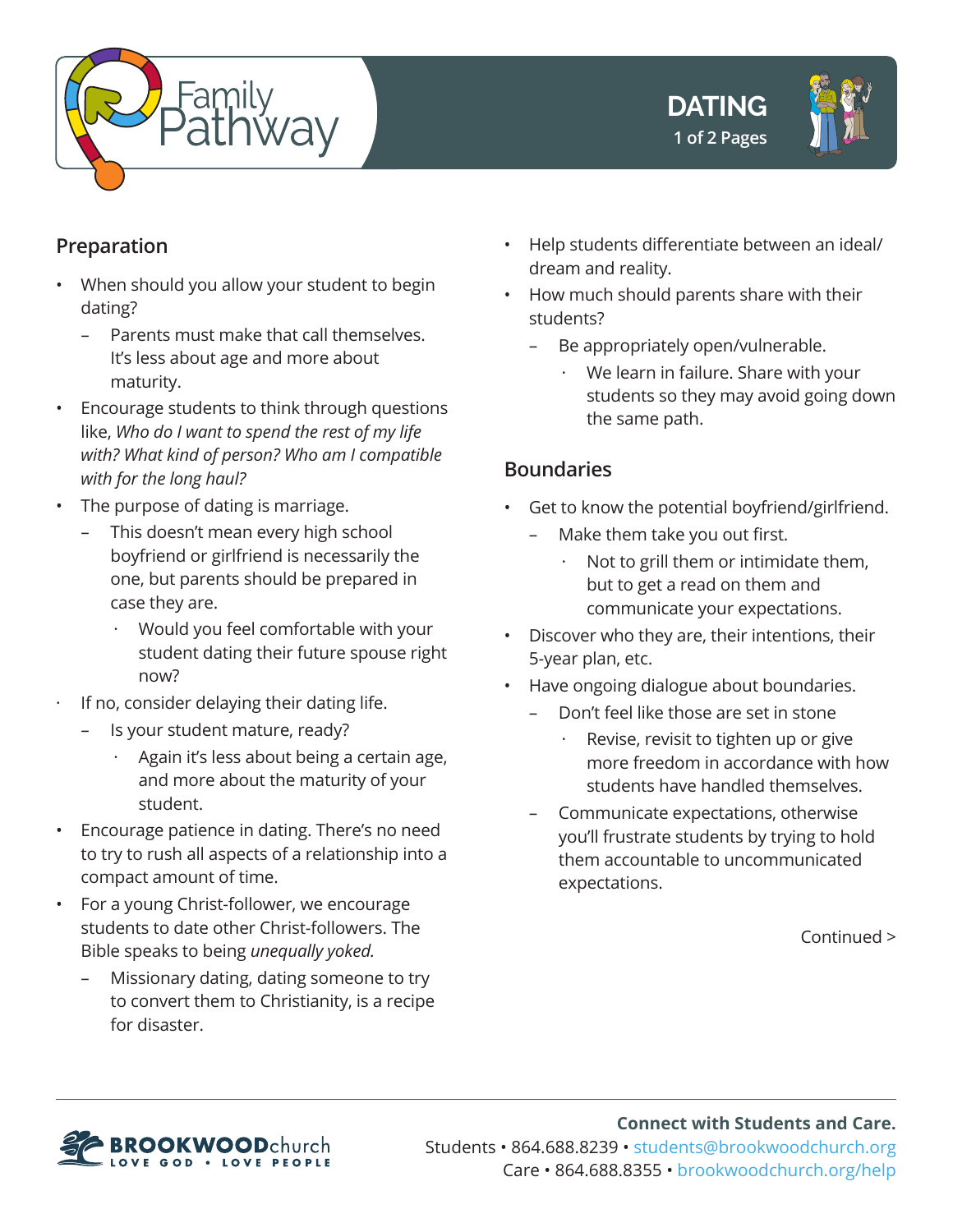# Family Pathway

## DATING

### Preparation

- When should you allow your student to begin dating?
  - Parents must make that call themselves. It's less about age and more about maturity.
- Encourage students to think through questions like, *Who do I want to spend the rest of my life with? What kind of person? Who am I compatible with for the long haul?*
- The purpose of dating is marriage.
  - This doesn't mean every high school boyfriend or girlfriend is necessarily the one, but parents should be prepared in case they are.
    - Would you feel comfortable with your student dating their future spouse right now?
- If no, consider delaying their dating life.
  - Is your student mature, ready?
    - Again it's less about being a certain age, and more about the maturity of your student.
- Encourage patience in dating. There's no need to try to rush all aspects of a relationship into a compact amount of time.
- For a young Christ-follower, we encourage students to date other Christ-followers. The Bible speaks to being *unequally yoked.*
  - Missionary dating, dating someone to try to convert them to Christianity, is a recipe for disaster.
- Help students differentiate between an ideal/dream and reality.
- How much should parents share with their students?
  - Be appropriately open/vulnerable.
    - We learn in failure. Share with your students so they may avoid going down the same path.

### Boundaries

- Get to know the potential boyfriend/girlfriend.
  - Make them take you out first.
    - Not to grill them or intimidate them, but to get a read on them and communicate your expectations.
- Discover who they are, their intentions, their 5-year plan, etc.
- Have ongoing dialogue about boundaries.
  - Don't feel like those are set in stone
    - Revise, revisit to tighten up or give more freedom in accordance with how students have handled themselves.
  - Communicate expectations, otherwise you'll frustrate students by trying to hold them accountable to uncommunicated expectations.

Continued >

BROOKWOODchurch
LOVE GOD • LOVE PEOPLE

**Connect with Students and Care.**
Students • 864.688.8239 • students@brookwoodchurch.org
Care • 864.688.8355 • brookwoodchurch.org/help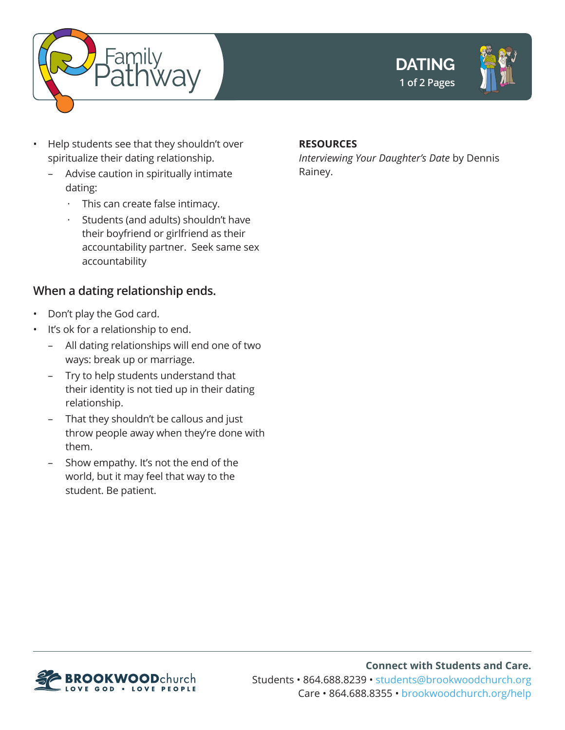- Help students see that they shouldn't over spiritualize their dating relationship.
  - Advise caution in spiritually intimate dating:
    - This can create false intimacy.
    - Students (and adults) shouldn't have their boyfriend or girlfriend as their accountability partner. Seek same sex accountability

### When a dating relationship ends.

- Don't play the God card.
- It's ok for a relationship to end.
  - All dating relationships will end one of two ways: break up or marriage.
  - Try to help students understand that their identity is not tied up in their dating relationship.
  - That they shouldn't be callous and just throw people away when they're done with them.
  - Show empathy. It's not the end of the world, but it may feel that way to the student. Be patient.

**RESOURCES**

*Interviewing Your Daughter's Date* by Dennis Rainey.

**Connect with Students and Care.**

Students • 864.688.8239 • students@brookwoodchurch.org
Care • 864.688.8355 • brookwoodchurch.org/help